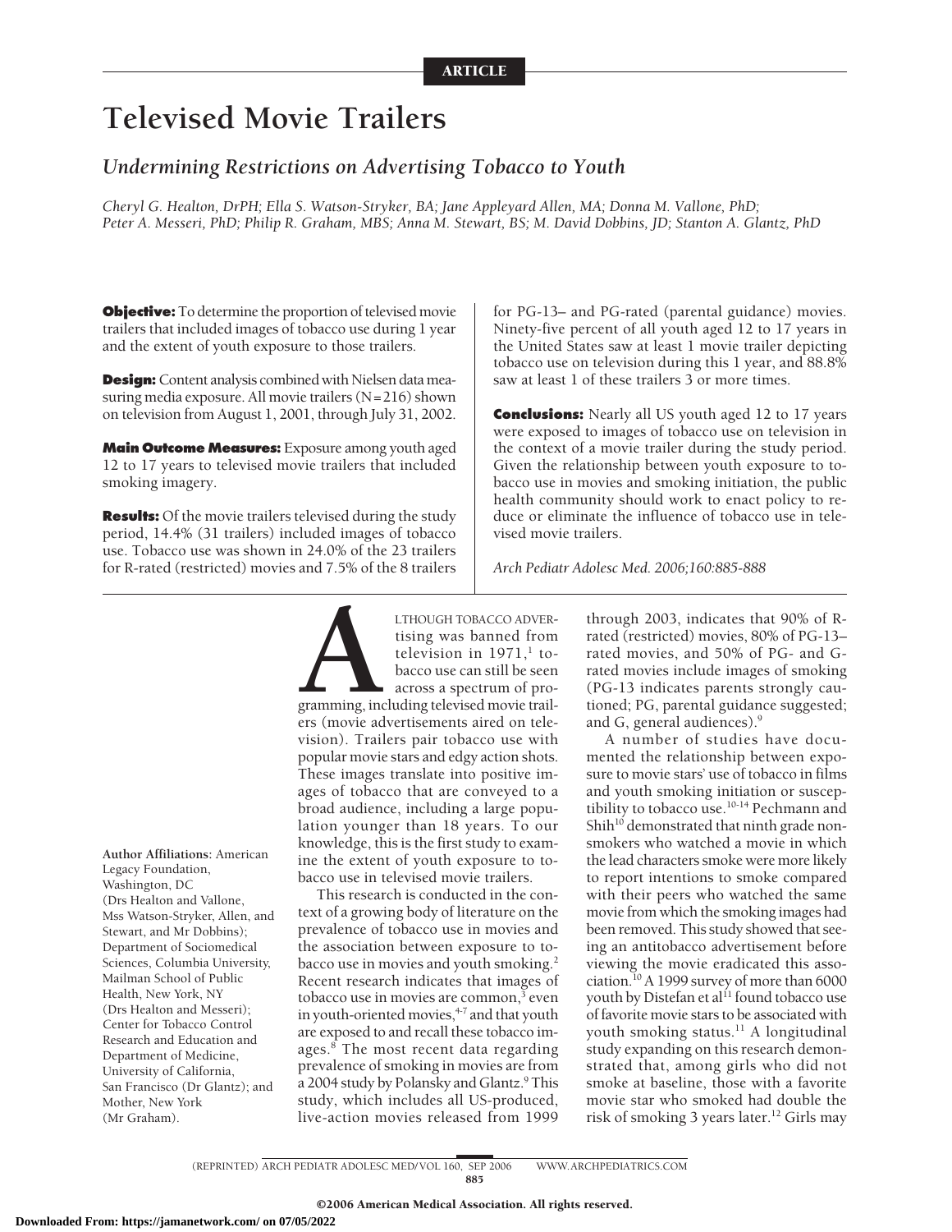ARTICLE

# Televised Movie Trailers

## *Undermining Restrictions on Advertising Tobacco to Youth*

*Cheryl G. Healton, DrPH; Ella S. Watson-Stryker, BA; Jane Appleyard Allen, MA; Donna M. Vallone, PhD; Peter A. Messeri, PhD; Philip R. Graham, MBS; Anna M. Stewart, BS; M. David Dobbins, JD; Stanton A. Glantz, PhD*

**Objective:** To determine the proportion of televised movie trailers that included images of tobacco use during 1 year and the extent of youth exposure to those trailers.

**Design:** Content analysis combined with Nielsen data measuring media exposure. All movie trailers (N=216) shown on television from August 1, 2001, through July 31, 2002.

**Main Outcome Measures:** Exposure among youth aged 12 to 17 years to televised movie trailers that included smoking imagery.

**Results:** Of the movie trailers televised during the study period, 14.4% (31 trailers) included images of tobacco use. Tobacco use was shown in 24.0% of the 23 trailers for R-rated (restricted) movies and 7.5% of the 8 trailers for PG-13– and PG-rated (parental guidance) movies. Ninety-five percent of all youth aged 12 to 17 years in the United States saw at least 1 movie trailer depicting tobacco use on television during this 1 year, and 88.8% saw at least 1 of these trailers 3 or more times.

**Conclusions:** Nearly all US youth aged 12 to 17 years were exposed to images of tobacco use on television in the context of a movie trailer during the study period. Given the relationship between youth exposure to tobacco use in movies and smoking initiation, the public health community should work to enact policy to reduce or eliminate the influence of tobacco use in televised movie trailers.

*Arch Pediatr Adolesc Med. 2006;160:885-888*

Author Affiliations: American Legacy Foundation, Washington, DC (Drs Healton and Vallone, Mss Watson-Stryker, Allen, and Stewart, and Mr Dobbins); Department of Sociomedical Sciences, Columbia University, Mailman School of Public Health, New York, NY (Drs Healton and Messeri); Center for Tobacco Control Research and Education and Department of Medicine, University of California, San Francisco (Dr Glantz); and Mother, New York (Mr Graham).

ALTHOUGH TOBACCO ADVERTISING was banned from television in 1971,[1] tobacco use can still be seen across a spectrum of programming, including televised movie trailers (movie advertisements aired on television). Trailers pair tobacco use with popular movie stars and edgy action shots. These images translate into positive images of tobacco that are conveyed to a broad audience, including a large population younger than 18 years. To our knowledge, this is the first study to examine the extent of youth exposure to tobacco use in televised movie trailers.

This research is conducted in the context of a growing body of literature on the prevalence of tobacco use in movies and the association between exposure to tobacco use in movies and youth smoking.[2] Recent research indicates that images of tobacco use in movies are common,[3] even in youth-oriented movies,[4-7] and that youth are exposed to and recall these tobacco images.[8] The most recent data regarding prevalence of smoking in movies are from a 2004 study by Polansky and Glantz.[9] This study, which includes all US-produced, live-action movies released from 1999 through 2003, indicates that 90% of R-rated (restricted) movies, 80% of PG-13–rated movies, and 50% of PG- and G-rated movies include images of smoking (PG-13 indicates parents strongly cautioned; PG, parental guidance suggested; and G, general audiences).[9]

A number of studies have documented the relationship between exposure to movie stars' use of tobacco in films and youth smoking initiation or susceptibility to tobacco use.[10-14] Pechmann and Shih[10] demonstrated that ninth grade nonsmokers who watched a movie in which the lead characters smoke were more likely to report intentions to smoke compared with their peers who watched the same movie from which the smoking images had been removed. This study showed that seeing an antitobacco advertisement before viewing the movie eradicated this association.[10] A 1999 survey of more than 6000 youth by Distefan et al[11] found tobacco use of favorite movie stars to be associated with youth smoking status.[11] A longitudinal study expanding on this research demonstrated that, among girls who did not smoke at baseline, those with a favorite movie star who smoked had double the risk of smoking 3 years later.[12] Girls may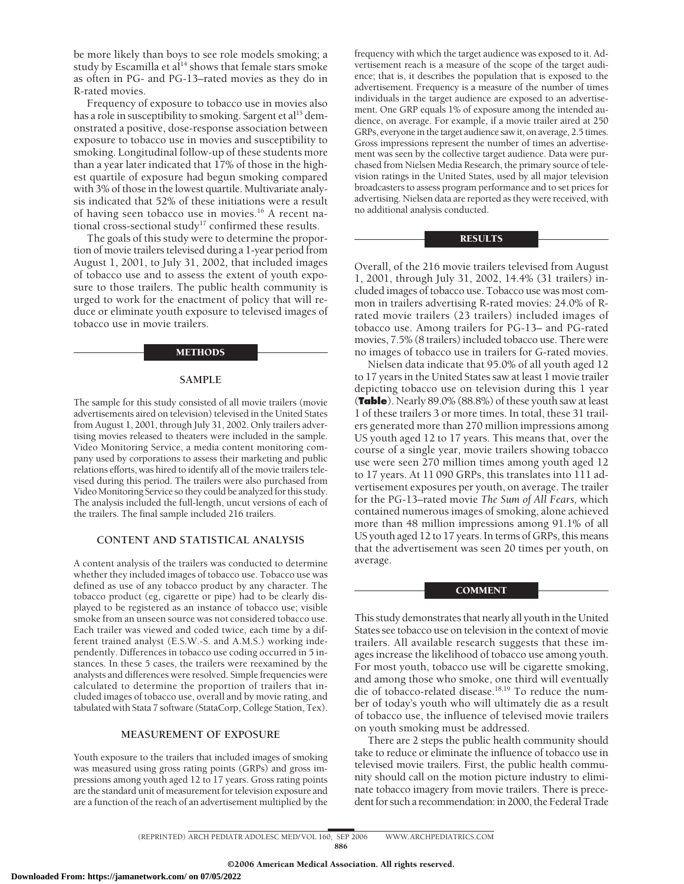be more likely than boys to see role models smoking; a study by Escamilla et al[14] shows that female stars smoke as often in PG- and PG-13–rated movies as they do in R-rated movies.

Frequency of exposure to tobacco use in movies also has a role in susceptibility to smoking. Sargent et al[15] demonstrated a positive, dose-response association between exposure to tobacco use in movies and susceptibility to smoking. Longitudinal follow-up of these students more than a year later indicated that 17% of those in the highest quartile of exposure had begun smoking compared with 3% of those in the lowest quartile. Multivariate analysis indicated that 52% of these initiations were a result of having seen tobacco use in movies.[16] A recent national cross-sectional study[17] confirmed these results.

The goals of this study were to determine the proportion of movie trailers televised during a 1-year period from August 1, 2001, to July 31, 2002, that included images of tobacco use and to assess the extent of youth exposure to those trailers. The public health community is urged to work for the enactment of policy that will reduce or eliminate youth exposure to televised images of tobacco use in movie trailers.

## METHODS

### SAMPLE

The sample for this study consisted of all movie trailers (movie advertisements aired on television) televised in the United States from August 1, 2001, through July 31, 2002. Only trailers advertising movies released to theaters were included in the sample. Video Monitoring Service, a media content monitoring company used by corporations to assess their marketing and public relations efforts, was hired to identify all of the movie trailers televised during this period. The trailers were also purchased from Video Monitoring Service so they could be analyzed for this study. The analysis included the full-length, uncut versions of each of the trailers. The final sample included 216 trailers.

### CONTENT AND STATISTICAL ANALYSIS

A content analysis of the trailers was conducted to determine whether they included images of tobacco use. Tobacco use was defined as use of any tobacco product by any character. The tobacco product (eg, cigarette or pipe) had to be clearly displayed to be registered as an instance of tobacco use; visible smoke from an unseen source was not considered tobacco use. Each trailer was viewed and coded twice, each time by a different trained analyst (E.S.W.-S. and A.M.S.) working independently. Differences in tobacco use coding occurred in 5 instances. In these 5 cases, the trailers were reexamined by the analysts and differences were resolved. Simple frequencies were calculated to determine the proportion of trailers that included images of tobacco use, overall and by movie rating, and tabulated with Stata 7 software (StataCorp, College Station, Tex).

### MEASUREMENT OF EXPOSURE

Youth exposure to the trailers that included images of smoking was measured using gross rating points (GRPs) and gross impressions among youth aged 12 to 17 years. Gross rating points are the standard unit of measurement for television exposure and are a function of the reach of an advertisement multiplied by the frequency with which the target audience was exposed to it. Advertisement reach is a measure of the scope of the target audience; that is, it describes the population that is exposed to the advertisement. Frequency is a measure of the number of times individuals in the target audience are exposed to an advertisement. One GRP equals 1% of exposure among the intended audience, on average. For example, if a movie trailer aired at 250 GRPs, everyone in the target audience saw it, on average, 2.5 times. Gross impressions represent the number of times an advertisement was seen by the collective target audience. Data were purchased from Nielsen Media Research, the primary source of television ratings in the United States, used by all major television broadcasters to assess program performance and to set prices for advertising. Nielsen data are reported as they were received, with no additional analysis conducted.

## RESULTS

Overall, of the 216 movie trailers televised from August 1, 2001, through July 31, 2002, 14.4% (31 trailers) included images of tobacco use. Tobacco use was most common in trailers advertising R-rated movies: 24.0% of R-rated movie trailers (23 trailers) included images of tobacco use. Among trailers for PG-13– and PG-rated movies, 7.5% (8 trailers) included tobacco use. There were no images of tobacco use in trailers for G-rated movies.

Nielsen data indicate that 95.0% of all youth aged 12 to 17 years in the United States saw at least 1 movie trailer depicting tobacco use on television during this 1 year (**Table**). Nearly 89.0% (88.8%) of these youth saw at least 1 of these trailers 3 or more times. In total, these 31 trailers generated more than 270 million impressions among US youth aged 12 to 17 years. This means that, over the course of a single year, movie trailers showing tobacco use were seen 270 million times among youth aged 12 to 17 years. At 11 090 GRPs, this translates into 111 advertisement exposures per youth, on average. The trailer for the PG-13–rated movie *The Sum of All Fears,* which contained numerous images of smoking, alone achieved more than 48 million impressions among 91.1% of all US youth aged 12 to 17 years. In terms of GRPs, this means that the advertisement was seen 20 times per youth, on average.

## COMMENT

This study demonstrates that nearly all youth in the United States see tobacco use on television in the context of movie trailers. All available research suggests that these images increase the likelihood of tobacco use among youth. For most youth, tobacco use will be cigarette smoking, and among those who smoke, one third will eventually die of tobacco-related disease.[18,19] To reduce the number of today's youth who will ultimately die as a result of tobacco use, the influence of televised movie trailers on youth smoking must be addressed.

There are 2 steps the public health community should take to reduce or eliminate the influence of tobacco use in televised movie trailers. First, the public health community should call on the motion picture industry to eliminate tobacco imagery from movie trailers. There is precedent for such a recommendation: in 2000, the Federal Trade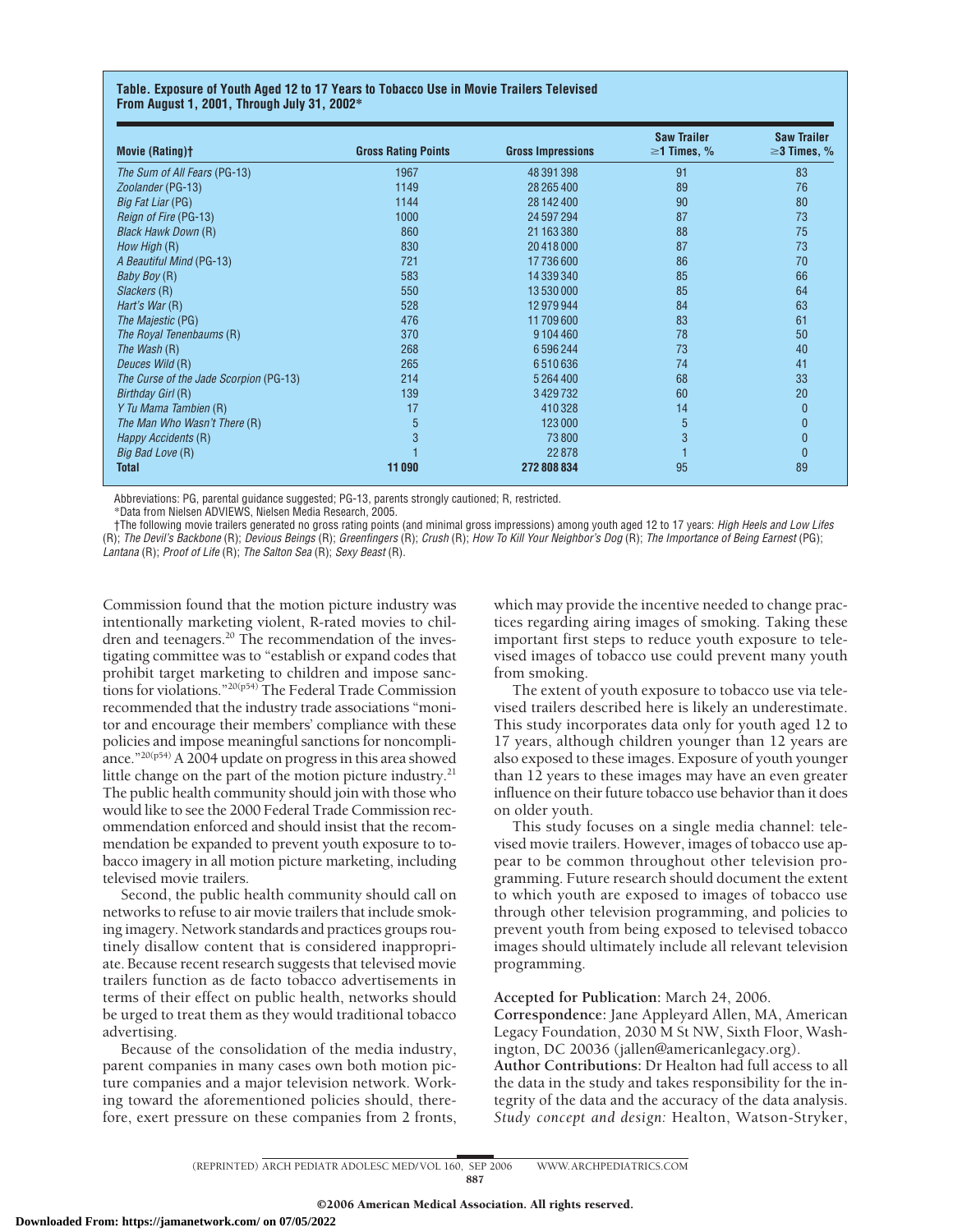**Table. Exposure of Youth Aged 12 to 17 Years to Tobacco Use in Movie Trailers Televised From August 1, 2001, Through July 31, 2002***

| Movie (Rating)† | Gross Rating Points | Gross Impressions | Saw Trailer ≥1 Times, % | Saw Trailer ≥3 Times, % |
|---|---|---|---|---|
| *The Sum of All Fears* (PG-13) | 1967 | 48 391 398 | 91 | 83 |
| *Zoolander* (PG-13) | 1149 | 28 265 400 | 89 | 76 |
| *Big Fat Liar* (PG) | 1144 | 28 142 400 | 90 | 80 |
| *Reign of Fire* (PG-13) | 1000 | 24 597 294 | 87 | 73 |
| *Black Hawk Down* (R) | 860 | 21 163 380 | 88 | 75 |
| *How High* (R) | 830 | 20 418 000 | 87 | 73 |
| *A Beautiful Mind* (PG-13) | 721 | 17 736 600 | 86 | 70 |
| *Baby Boy* (R) | 583 | 14 339 340 | 85 | 66 |
| *Slackers* (R) | 550 | 13 530 000 | 85 | 64 |
| *Hart's War* (R) | 528 | 12 979 944 | 84 | 63 |
| *The Majestic* (PG) | 476 | 11 709 600 | 83 | 61 |
| *The Royal Tenenbaums* (R) | 370 | 9 104 460 | 78 | 50 |
| *The Wash* (R) | 268 | 6 596 244 | 73 | 40 |
| *Deuces Wild* (R) | 265 | 6 510 636 | 74 | 41 |
| *The Curse of the Jade Scorpion* (PG-13) | 214 | 5 264 400 | 68 | 33 |
| *Birthday Girl* (R) | 139 | 3 429 732 | 60 | 20 |
| *Y Tu Mama Tambien* (R) | 17 | 410 328 | 14 | 0 |
| *The Man Who Wasn't There* (R) | 5 | 123 000 | 5 | 0 |
| *Happy Accidents* (R) | 3 | 73 800 | 3 | 0 |
| *Big Bad Love* (R) | 1 | 22 878 | 1 | 0 |
| **Total** | **11 090** | **272 808 834** | 95 | 89 |

Abbreviations: PG, parental guidance suggested; PG-13, parents strongly cautioned; R, restricted.

*Data from Nielsen ADVIEWS, Nielsen Media Research, 2005.

†The following movie trailers generated no gross rating points (and minimal gross impressions) among youth aged 12 to 17 years: *High Heels and Low Lifes* (R); *The Devil's Backbone* (R); *Devious Beings* (R); *Greenfingers* (R); *Crush* (R); *How To Kill Your Neighbor's Dog* (R); *The Importance of Being Earnest* (PG); *Lantana* (R); *Proof of Life* (R); *The Salton Sea* (R); *Sexy Beast* (R).

Commission found that the motion picture industry was intentionally marketing violent, R-rated movies to children and teenagers.[20] The recommendation of the investigating committee was to "establish or expand codes that prohibit target marketing to children and impose sanctions for violations."[20(p54)] The Federal Trade Commission recommended that the industry trade associations "monitor and encourage their members' compliance with these policies and impose meaningful sanctions for noncompliance."[20(p54)] A 2004 update on progress in this area showed little change on the part of the motion picture industry.[21] The public health community should join with those who would like to see the 2000 Federal Trade Commission recommendation enforced and should insist that the recommendation be expanded to prevent youth exposure to tobacco imagery in all motion picture marketing, including televised movie trailers.

Second, the public health community should call on networks to refuse to air movie trailers that include smoking imagery. Network standards and practices groups routinely disallow content that is considered inappropriate. Because recent research suggests that televised movie trailers function as de facto tobacco advertisements in terms of their effect on public health, networks should be urged to treat them as they would traditional tobacco advertising.

Because of the consolidation of the media industry, parent companies in many cases own both motion picture companies and a major television network. Working toward the aforementioned policies should, therefore, exert pressure on these companies from 2 fronts, which may provide the incentive needed to change practices regarding airing images of smoking. Taking these important first steps to reduce youth exposure to televised images of tobacco use could prevent many youth from smoking.

The extent of youth exposure to tobacco use via televised trailers described here is likely an underestimate. This study incorporates data only for youth aged 12 to 17 years, although children younger than 12 years are also exposed to these images. Exposure of youth younger than 12 years to these images may have an even greater influence on their future tobacco use behavior than it does on older youth.

This study focuses on a single media channel: televised movie trailers. However, images of tobacco use appear to be common throughout other television programming. Future research should document the extent to which youth are exposed to images of tobacco use through other television programming, and policies to prevent youth from being exposed to televised tobacco images should ultimately include all relevant television programming.

**Accepted for Publication:** March 24, 2006.

**Correspondence:** Jane Appleyard Allen, MA, American Legacy Foundation, 2030 M St NW, Sixth Floor, Washington, DC 20036 (jallen@americanlegacy.org).

**Author Contributions:** Dr Healton had full access to all the data in the study and takes responsibility for the integrity of the data and the accuracy of the data analysis. *Study concept and design:* Healton, Watson-Stryker,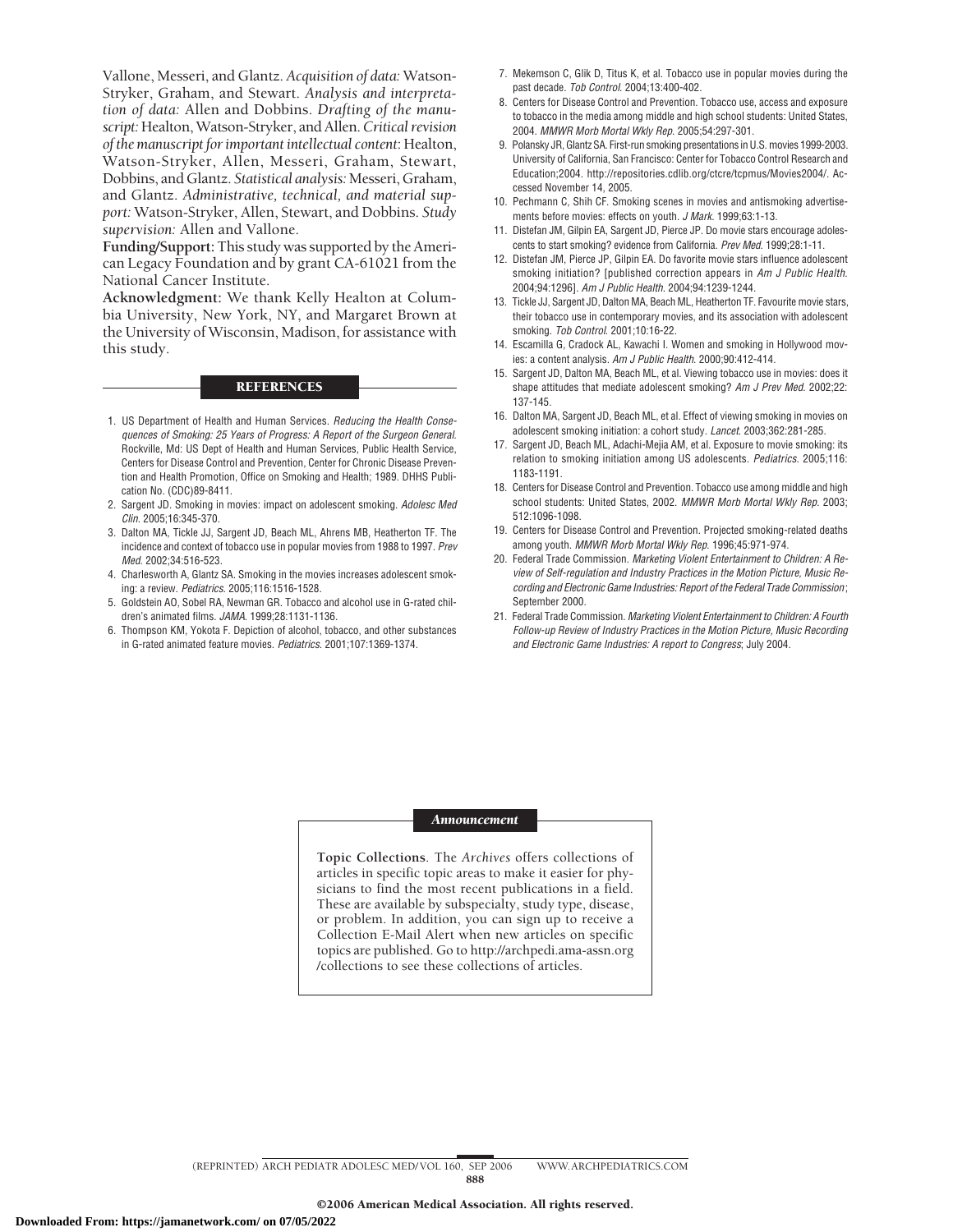Vallone, Messeri, and Glantz. *Acquisition of data:* Watson-Stryker, Graham, and Stewart. *Analysis and interpretation of data:* Allen and Dobbins. *Drafting of the manuscript:* Healton, Watson-Stryker, and Allen. *Critical revision of the manuscript for important intellectual content*: Healton, Watson-Stryker, Allen, Messeri, Graham, Stewart, Dobbins, and Glantz. *Statistical analysis:* Messeri, Graham, and Glantz. *Administrative, technical, and material support:* Watson-Stryker, Allen, Stewart, and Dobbins. *Study supervision:* Allen and Vallone.

**Funding/Support:** This study was supported by the American Legacy Foundation and by grant CA-61021 from the National Cancer Institute.

**Acknowledgment:** We thank Kelly Healton at Columbia University, New York, NY, and Margaret Brown at the University of Wisconsin, Madison, for assistance with this study.

## REFERENCES

1. US Department of Health and Human Services. *Reducing the Health Consequences of Smoking: 25 Years of Progress: A Report of the Surgeon General.* Rockville, Md: US Dept of Health and Human Services, Public Health Service, Centers for Disease Control and Prevention, Center for Chronic Disease Prevention and Health Promotion, Office on Smoking and Health; 1989. DHHS Publication No. (CDC)89-8411.
2. Sargent JD. Smoking in movies: impact on adolescent smoking. *Adolesc Med Clin.* 2005;16:345-370.
3. Dalton MA, Tickle JJ, Sargent JD, Beach ML, Ahrens MB, Heatherton TF. The incidence and context of tobacco use in popular movies from 1988 to 1997. *Prev Med.* 2002;34:516-523.
4. Charlesworth A, Glantz SA. Smoking in the movies increases adolescent smoking: a review. *Pediatrics.* 2005;116:1516-1528.
5. Goldstein AO, Sobel RA, Newman GR. Tobacco and alcohol use in G-rated children's animated films. *JAMA.* 1999;28:1131-1136.
6. Thompson KM, Yokota F. Depiction of alcohol, tobacco, and other substances in G-rated animated feature movies. *Pediatrics.* 2001;107:1369-1374.
7. Mekemson C, Glik D, Titus K, et al. Tobacco use in popular movies during the past decade. *Tob Control.* 2004;13:400-402.
8. Centers for Disease Control and Prevention. Tobacco use, access and exposure to tobacco in the media among middle and high school students: United States, 2004. *MMWR Morb Mortal Wkly Rep.* 2005;54:297-301.
9. Polansky JR, Glantz SA. First-run smoking presentations in U.S. movies 1999-2003. University of California, San Francisco: Center for Tobacco Control Research and Education;2004. http://repositories.cdlib.org/ctcre/tcpmus/Movies2004/. Accessed November 14, 2005.
10. Pechmann C, Shih CF. Smoking scenes in movies and antismoking advertisements before movies: effects on youth. *J Mark.* 1999;63:1-13.
11. Distefan JM, Gilpin EA, Sargent JD, Pierce JP. Do movie stars encourage adolescents to start smoking? evidence from California. *Prev Med.* 1999;28:1-11.
12. Distefan JM, Pierce JP, Gilpin EA. Do favorite movie stars influence adolescent smoking initiation? [published correction appears in *Am J Public Health.* 2004;94:1296]. *Am J Public Health.* 2004;94:1239-1244.
13. Tickle JJ, Sargent JD, Dalton MA, Beach ML, Heatherton TF. Favourite movie stars, their tobacco use in contemporary movies, and its association with adolescent smoking. *Tob Control.* 2001;10:16-22.
14. Escamilla G, Cradock AL, Kawachi I. Women and smoking in Hollywood movies: a content analysis. *Am J Public Health.* 2000;90:412-414.
15. Sargent JD, Dalton MA, Beach ML, et al. Viewing tobacco use in movies: does it shape attitudes that mediate adolescent smoking? *Am J Prev Med.* 2002;22:137-145.
16. Dalton MA, Sargent JD, Beach ML, et al. Effect of viewing smoking in movies on adolescent smoking initiation: a cohort study. *Lancet.* 2003;362:281-285.
17. Sargent JD, Beach ML, Adachi-Mejia AM, et al. Exposure to movie smoking: its relation to smoking initiation among US adolescents. *Pediatrics.* 2005;116:1183-1191.
18. Centers for Disease Control and Prevention. Tobacco use among middle and high school students: United States, 2002. *MMWR Morb Mortal Wkly Rep.* 2003;512:1096-1098.
19. Centers for Disease Control and Prevention. Projected smoking-related deaths among youth. *MMWR Morb Mortal Wkly Rep.* 1996;45:971-974.
20. Federal Trade Commission. *Marketing Violent Entertainment to Children: A Review of Self-regulation and Industry Practices in the Motion Picture, Music Recording and Electronic Game Industries: Report of the Federal Trade Commission*; September 2000.
21. Federal Trade Commission. *Marketing Violent Entertainment to Children: A Fourth Follow-up Review of Industry Practices in the Motion Picture, Music Recording and Electronic Game Industries: A report to Congress*; July 2004.

### *Announcement*

**Topic Collections**. The *Archives* offers collections of articles in specific topic areas to make it easier for physicians to find the most recent publications in a field. These are available by subspecialty, study type, disease, or problem. In addition, you can sign up to receive a Collection E-Mail Alert when new articles on specific topics are published. Go to http://archpedi.ama-assn.org/collections to see these collections of articles.